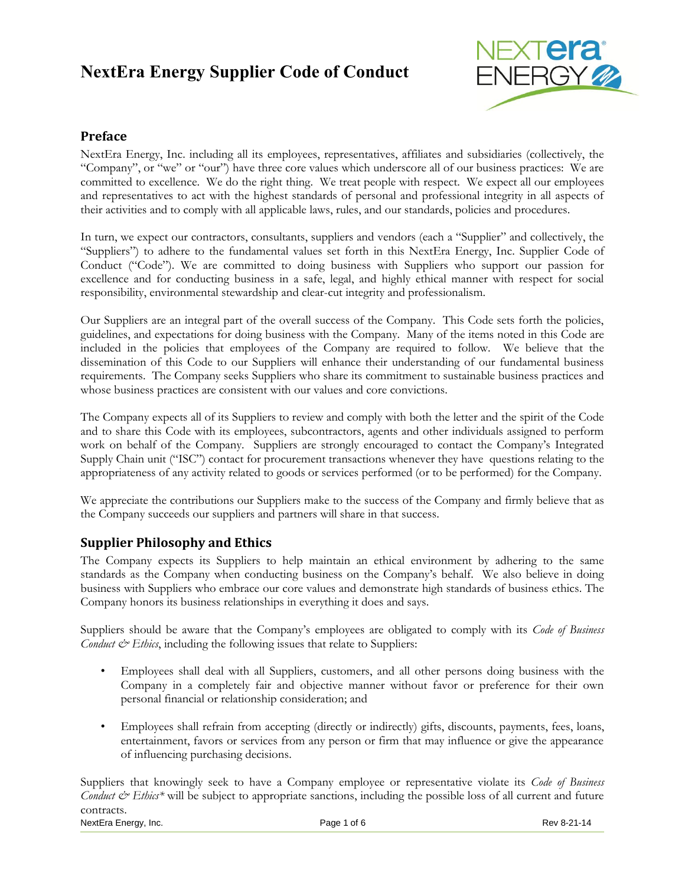# NextEra Energy Supplier Code of Conduct

## Preface

NextEra Energy, Inc. including all its employees, representatives, affiliates and subsidiaries (collectively, the "Company", or "we" or "our") have three core values which underscore all of our business practices: We are committed to excellence. We do the right thing. We treat people with respect. We expect all our employees and representatives to act with the highest standards of personal and professional integrity in all aspects of their activities and to comply with all applicable laws, rules, and our standards, policies and procedures.

In turn, we expect our contractors, consultants, suppliers and vendors (each a "Supplier" and collectively, the "Suppliers") to adhere to the fundamental values set forth in this NextEra Energy, Inc. Supplier Code of Conduct ("Code"). We are committed to doing business with Suppliers who support our passion for excellence and for conducting business in a safe, legal, and highly ethical manner with respect for social responsibility, environmental stewardship and clear-cut integrity and professionalism.

Our Suppliers are an integral part of the overall success of the Company. This Code sets forth the policies, guidelines, and expectations for doing business with the Company. Many of the items noted in this Code are included in the policies that employees of the Company are required to follow. We believe that the dissemination of this Code to our Suppliers will enhance their understanding of our fundamental business requirements. The Company seeks Suppliers who share its commitment to sustainable business practices and whose business practices are consistent with our values and core convictions.

The Company expects all of its Suppliers to review and comply with both the letter and the spirit of the Code and to share this Code with its employees, subcontractors, agents and other individuals assigned to perform work on behalf of the Company. Suppliers are strongly encouraged to contact the Company's Integrated Supply Chain unit ("ISC") contact for procurement transactions whenever they have questions relating to the appropriateness of any activity related to goods or services performed (or to be performed) for the Company.

We appreciate the contributions our Suppliers make to the success of the Company and firmly believe that as the Company succeeds our suppliers and partners will share in that success.

## Supplier Philosophy and Ethics

The Company expects its Suppliers to help maintain an ethical environment by adhering to the same standards as the Company when conducting business on the Company's behalf. We also believe in doing business with Suppliers who embrace our core values and demonstrate high standards of business ethics. The Company honors its business relationships in everything it does and says.

Suppliers should be aware that the Company's employees are obligated to comply with its *Code of Business Conduct & Ethics*, including the following issues that relate to Suppliers:

- Employees shall deal with all Suppliers, customers, and all other persons doing business with the Company in a completely fair and objective manner without favor or preference for their own personal financial or relationship consideration; and
- Employees shall refrain from accepting (directly or indirectly) gifts, discounts, payments, fees, loans, entertainment, favors or services from any person or firm that may influence or give the appearance of influencing purchasing decisions.

Suppliers that knowingly seek to have a Company employee or representative violate its *Code of Business Conduct & Ethics** will be subject to appropriate sanctions, including the possible loss of all current and future contracts.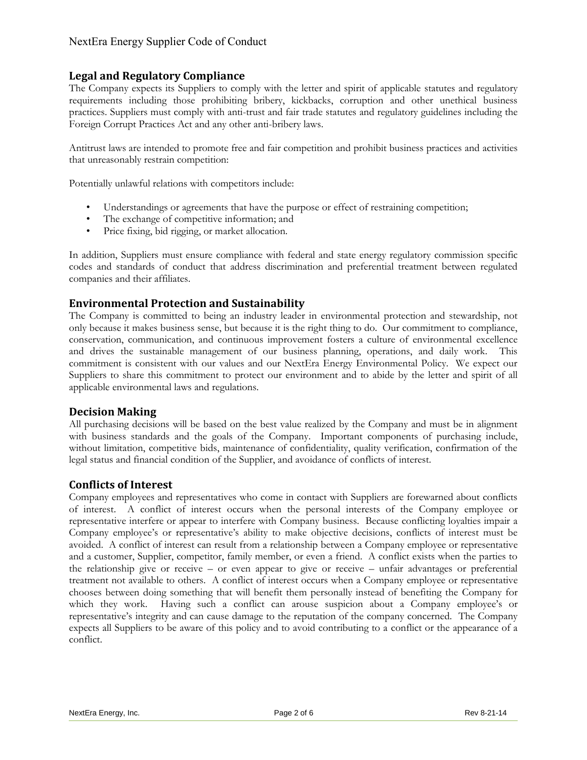## Legal and Regulatory Compliance

The Company expects its Suppliers to comply with the letter and spirit of applicable statutes and regulatory requirements including those prohibiting bribery, kickbacks, corruption and other unethical business practices. Suppliers must comply with anti-trust and fair trade statutes and regulatory guidelines including the Foreign Corrupt Practices Act and any other anti-bribery laws.

Antitrust laws are intended to promote free and fair competition and prohibit business practices and activities that unreasonably restrain competition:

Potentially unlawful relations with competitors include:

- Understandings or agreements that have the purpose or effect of restraining competition;
- The exchange of competitive information; and
- Price fixing, bid rigging, or market allocation.

In addition, Suppliers must ensure compliance with federal and state energy regulatory commission specific codes and standards of conduct that address discrimination and preferential treatment between regulated companies and their affiliates.

## Environmental Protection and Sustainability

The Company is committed to being an industry leader in environmental protection and stewardship, not only because it makes business sense, but because it is the right thing to do. Our commitment to compliance, conservation, communication, and continuous improvement fosters a culture of environmental excellence and drives the sustainable management of our business planning, operations, and daily work. This commitment is consistent with our values and our NextEra Energy Environmental Policy. We expect our Suppliers to share this commitment to protect our environment and to abide by the letter and spirit of all applicable environmental laws and regulations.

## Decision Making

All purchasing decisions will be based on the best value realized by the Company and must be in alignment with business standards and the goals of the Company. Important components of purchasing include, without limitation, competitive bids, maintenance of confidentiality, quality verification, confirmation of the legal status and financial condition of the Supplier, and avoidance of conflicts of interest.

## Conflicts of Interest

Company employees and representatives who come in contact with Suppliers are forewarned about conflicts of interest. A conflict of interest occurs when the personal interests of the Company employee or representative interfere or appear to interfere with Company business. Because conflicting loyalties impair a Company employee's or representative's ability to make objective decisions, conflicts of interest must be avoided. A conflict of interest can result from a relationship between a Company employee or representative and a customer, Supplier, competitor, family member, or even a friend. A conflict exists when the parties to the relationship give or receive – or even appear to give or receive – unfair advantages or preferential treatment not available to others. A conflict of interest occurs when a Company employee or representative chooses between doing something that will benefit them personally instead of benefiting the Company for which they work. Having such a conflict can arouse suspicion about a Company employee's or representative's integrity and can cause damage to the reputation of the company concerned. The Company expects all Suppliers to be aware of this policy and to avoid contributing to a conflict or the appearance of a conflict.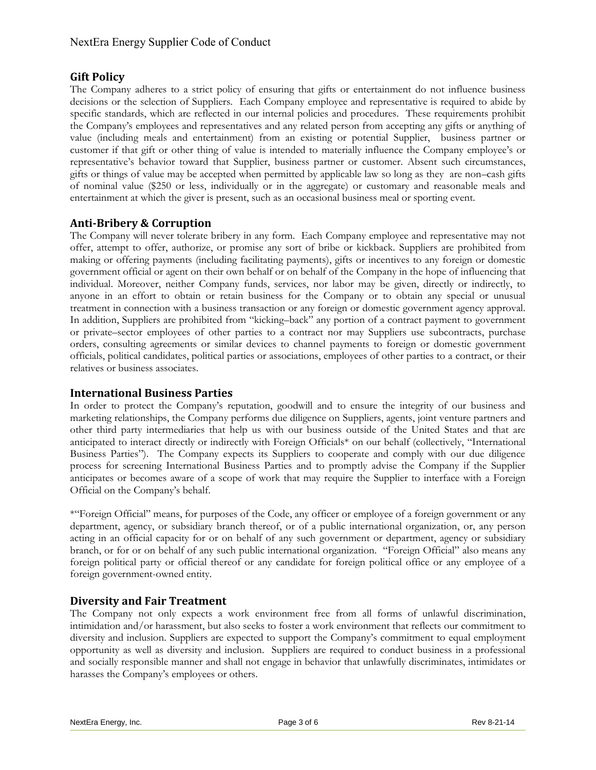## Gift Policy

The Company adheres to a strict policy of ensuring that gifts or entertainment do not influence business decisions or the selection of Suppliers. Each Company employee and representative is required to abide by specific standards, which are reflected in our internal policies and procedures. These requirements prohibit the Company's employees and representatives and any related person from accepting any gifts or anything of value (including meals and entertainment) from an existing or potential Supplier, business partner or customer if that gift or other thing of value is intended to materially influence the Company employee's or representative's behavior toward that Supplier, business partner or customer. Absent such circumstances, gifts or things of value may be accepted when permitted by applicable law so long as they are non–cash gifts of nominal value ($250 or less, individually or in the aggregate) or customary and reasonable meals and entertainment at which the giver is present, such as an occasional business meal or sporting event.

## Anti-Bribery & Corruption

The Company will never tolerate bribery in any form. Each Company employee and representative may not offer, attempt to offer, authorize, or promise any sort of bribe or kickback. Suppliers are prohibited from making or offering payments (including facilitating payments), gifts or incentives to any foreign or domestic government official or agent on their own behalf or on behalf of the Company in the hope of influencing that individual. Moreover, neither Company funds, services, nor labor may be given, directly or indirectly, to anyone in an effort to obtain or retain business for the Company or to obtain any special or unusual treatment in connection with a business transaction or any foreign or domestic government agency approval. In addition, Suppliers are prohibited from "kicking–back" any portion of a contract payment to government or private–sector employees of other parties to a contract nor may Suppliers use subcontracts, purchase orders, consulting agreements or similar devices to channel payments to foreign or domestic government officials, political candidates, political parties or associations, employees of other parties to a contract, or their relatives or business associates.

## International Business Parties

In order to protect the Company's reputation, goodwill and to ensure the integrity of our business and marketing relationships, the Company performs due diligence on Suppliers, agents, joint venture partners and other third party intermediaries that help us with our business outside of the United States and that are anticipated to interact directly or indirectly with Foreign Officials* on our behalf (collectively, "International Business Parties"). The Company expects its Suppliers to cooperate and comply with our due diligence process for screening International Business Parties and to promptly advise the Company if the Supplier anticipates or becomes aware of a scope of work that may require the Supplier to interface with a Foreign Official on the Company's behalf.

*"Foreign Official" means, for purposes of the Code, any officer or employee of a foreign government or any department, agency, or subsidiary branch thereof, or of a public international organization, or, any person acting in an official capacity for or on behalf of any such government or department, agency or subsidiary branch, or for or on behalf of any such public international organization. "Foreign Official" also means any foreign political party or official thereof or any candidate for foreign political office or any employee of a foreign government-owned entity.

## Diversity and Fair Treatment

The Company not only expects a work environment free from all forms of unlawful discrimination, intimidation and/or harassment, but also seeks to foster a work environment that reflects our commitment to diversity and inclusion. Suppliers are expected to support the Company's commitment to equal employment opportunity as well as diversity and inclusion. Suppliers are required to conduct business in a professional and socially responsible manner and shall not engage in behavior that unlawfully discriminates, intimidates or harasses the Company's employees or others.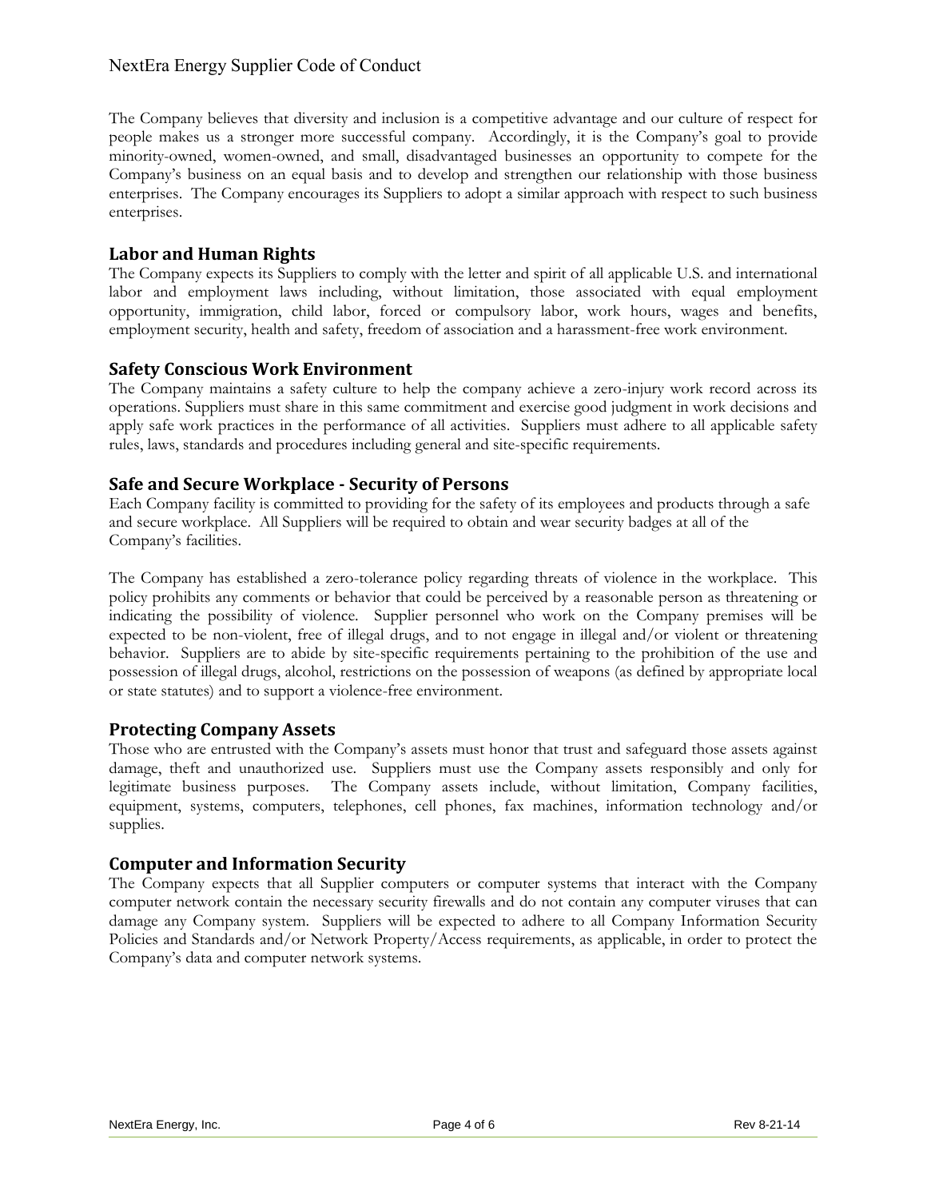The Company believes that diversity and inclusion is a competitive advantage and our culture of respect for people makes us a stronger more successful company. Accordingly, it is the Company's goal to provide minority-owned, women-owned, and small, disadvantaged businesses an opportunity to compete for the Company's business on an equal basis and to develop and strengthen our relationship with those business enterprises. The Company encourages its Suppliers to adopt a similar approach with respect to such business enterprises.

## Labor and Human Rights

The Company expects its Suppliers to comply with the letter and spirit of all applicable U.S. and international labor and employment laws including, without limitation, those associated with equal employment opportunity, immigration, child labor, forced or compulsory labor, work hours, wages and benefits, employment security, health and safety, freedom of association and a harassment-free work environment.

## Safety Conscious Work Environment

The Company maintains a safety culture to help the company achieve a zero-injury work record across its operations. Suppliers must share in this same commitment and exercise good judgment in work decisions and apply safe work practices in the performance of all activities. Suppliers must adhere to all applicable safety rules, laws, standards and procedures including general and site-specific requirements.

## Safe and Secure Workplace - Security of Persons

Each Company facility is committed to providing for the safety of its employees and products through a safe and secure workplace. All Suppliers will be required to obtain and wear security badges at all of the Company's facilities.

The Company has established a zero-tolerance policy regarding threats of violence in the workplace. This policy prohibits any comments or behavior that could be perceived by a reasonable person as threatening or indicating the possibility of violence. Supplier personnel who work on the Company premises will be expected to be non-violent, free of illegal drugs, and to not engage in illegal and/or violent or threatening behavior. Suppliers are to abide by site-specific requirements pertaining to the prohibition of the use and possession of illegal drugs, alcohol, restrictions on the possession of weapons (as defined by appropriate local or state statutes) and to support a violence-free environment.

## Protecting Company Assets

Those who are entrusted with the Company's assets must honor that trust and safeguard those assets against damage, theft and unauthorized use. Suppliers must use the Company assets responsibly and only for legitimate business purposes. The Company assets include, without limitation, Company facilities, equipment, systems, computers, telephones, cell phones, fax machines, information technology and/or supplies.

## Computer and Information Security

The Company expects that all Supplier computers or computer systems that interact with the Company computer network contain the necessary security firewalls and do not contain any computer viruses that can damage any Company system. Suppliers will be expected to adhere to all Company Information Security Policies and Standards and/or Network Property/Access requirements, as applicable, in order to protect the Company's data and computer network systems.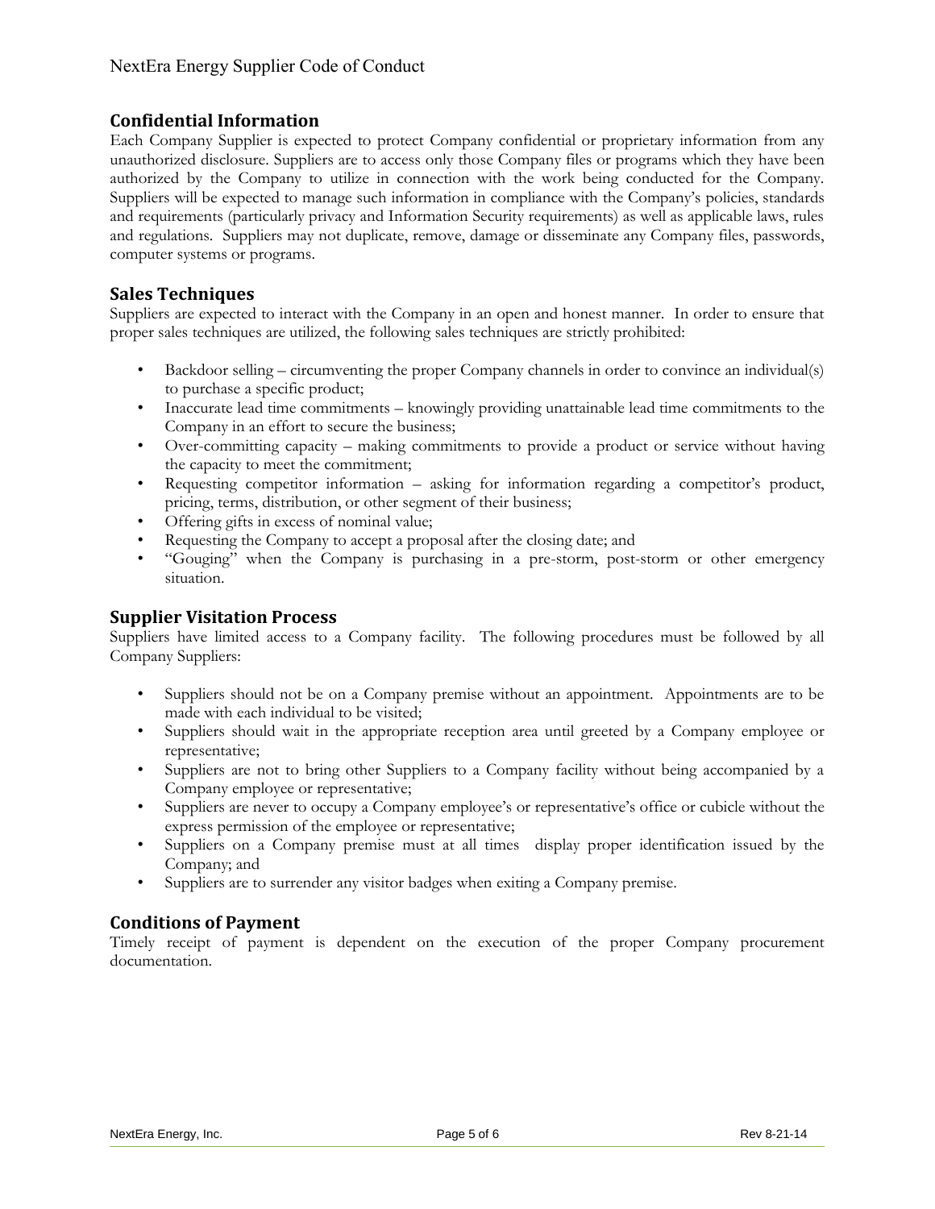## Confidential Information

Each Company Supplier is expected to protect Company confidential or proprietary information from any unauthorized disclosure. Suppliers are to access only those Company files or programs which they have been authorized by the Company to utilize in connection with the work being conducted for the Company. Suppliers will be expected to manage such information in compliance with the Company's policies, standards and requirements (particularly privacy and Information Security requirements) as well as applicable laws, rules and regulations. Suppliers may not duplicate, remove, damage or disseminate any Company files, passwords, computer systems or programs.

## Sales Techniques

Suppliers are expected to interact with the Company in an open and honest manner. In order to ensure that proper sales techniques are utilized, the following sales techniques are strictly prohibited:

- Backdoor selling – circumventing the proper Company channels in order to convince an individual(s) to purchase a specific product;
- Inaccurate lead time commitments – knowingly providing unattainable lead time commitments to the Company in an effort to secure the business;
- Over-committing capacity – making commitments to provide a product or service without having the capacity to meet the commitment;
- Requesting competitor information – asking for information regarding a competitor's product, pricing, terms, distribution, or other segment of their business;
- Offering gifts in excess of nominal value;
- Requesting the Company to accept a proposal after the closing date; and
- "Gouging" when the Company is purchasing in a pre-storm, post-storm or other emergency situation.

## Supplier Visitation Process

Suppliers have limited access to a Company facility. The following procedures must be followed by all Company Suppliers:

- Suppliers should not be on a Company premise without an appointment. Appointments are to be made with each individual to be visited;
- Suppliers should wait in the appropriate reception area until greeted by a Company employee or representative;
- Suppliers are not to bring other Suppliers to a Company facility without being accompanied by a Company employee or representative;
- Suppliers are never to occupy a Company employee's or representative's office or cubicle without the express permission of the employee or representative;
- Suppliers on a Company premise must at all times display proper identification issued by the Company; and
- Suppliers are to surrender any visitor badges when exiting a Company premise.

## Conditions of Payment

Timely receipt of payment is dependent on the execution of the proper Company procurement documentation.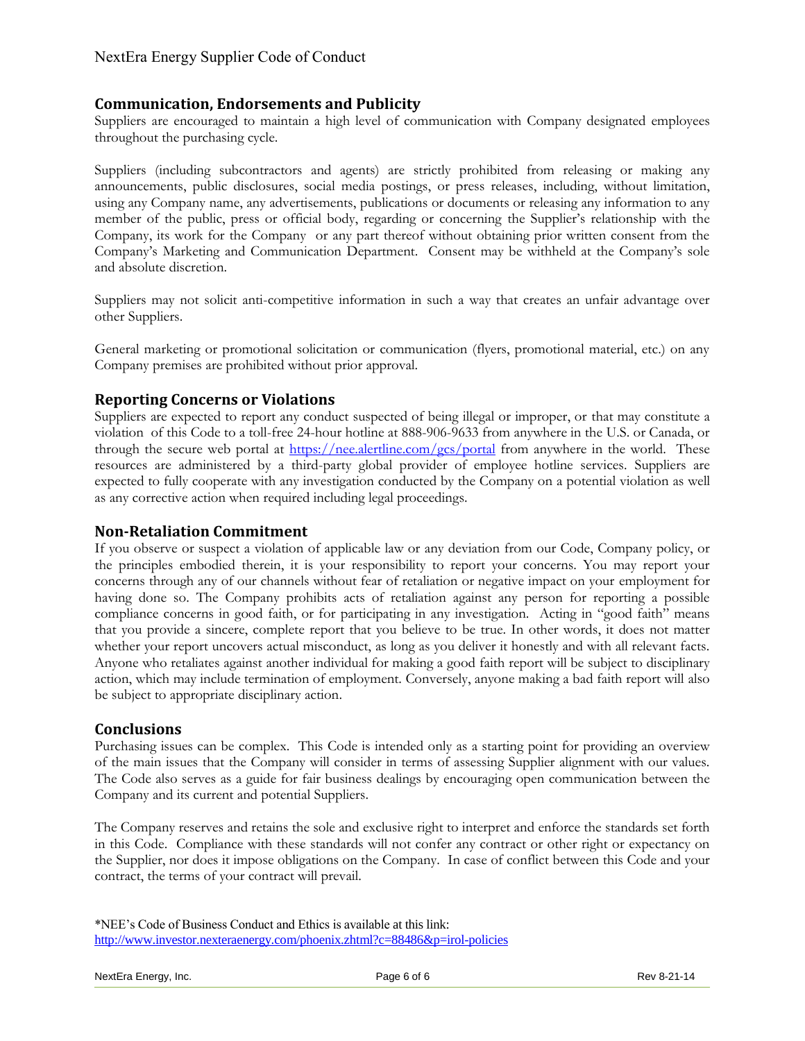## Communication, Endorsements and Publicity

Suppliers are encouraged to maintain a high level of communication with Company designated employees throughout the purchasing cycle.

Suppliers (including subcontractors and agents) are strictly prohibited from releasing or making any announcements, public disclosures, social media postings, or press releases, including, without limitation, using any Company name, any advertisements, publications or documents or releasing any information to any member of the public, press or official body, regarding or concerning the Supplier's relationship with the Company, its work for the Company or any part thereof without obtaining prior written consent from the Company's Marketing and Communication Department. Consent may be withheld at the Company's sole and absolute discretion.

Suppliers may not solicit anti-competitive information in such a way that creates an unfair advantage over other Suppliers.

General marketing or promotional solicitation or communication (flyers, promotional material, etc.) on any Company premises are prohibited without prior approval.

## Reporting Concerns or Violations

Suppliers are expected to report any conduct suspected of being illegal or improper, or that may constitute a violation of this Code to a toll-free 24-hour hotline at 888-906-9633 from anywhere in the U.S. or Canada, or through the secure web portal at https://nee.alertline.com/gcs/portal from anywhere in the world. These resources are administered by a third-party global provider of employee hotline services. Suppliers are expected to fully cooperate with any investigation conducted by the Company on a potential violation as well as any corrective action when required including legal proceedings.

## Non-Retaliation Commitment

If you observe or suspect a violation of applicable law or any deviation from our Code, Company policy, or the principles embodied therein, it is your responsibility to report your concerns. You may report your concerns through any of our channels without fear of retaliation or negative impact on your employment for having done so. The Company prohibits acts of retaliation against any person for reporting a possible compliance concerns in good faith, or for participating in any investigation. Acting in "good faith" means that you provide a sincere, complete report that you believe to be true. In other words, it does not matter whether your report uncovers actual misconduct, as long as you deliver it honestly and with all relevant facts. Anyone who retaliates against another individual for making a good faith report will be subject to disciplinary action, which may include termination of employment. Conversely, anyone making a bad faith report will also be subject to appropriate disciplinary action.

## Conclusions

Purchasing issues can be complex. This Code is intended only as a starting point for providing an overview of the main issues that the Company will consider in terms of assessing Supplier alignment with our values. The Code also serves as a guide for fair business dealings by encouraging open communication between the Company and its current and potential Suppliers.

The Company reserves and retains the sole and exclusive right to interpret and enforce the standards set forth in this Code. Compliance with these standards will not confer any contract or other right or expectancy on the Supplier, nor does it impose obligations on the Company. In case of conflict between this Code and your contract, the terms of your contract will prevail.

*NEE's Code of Business Conduct and Ethics is available at this link:
http://www.investor.nexteraenergy.com/phoenix.zhtml?c=88486&p=irol-policies